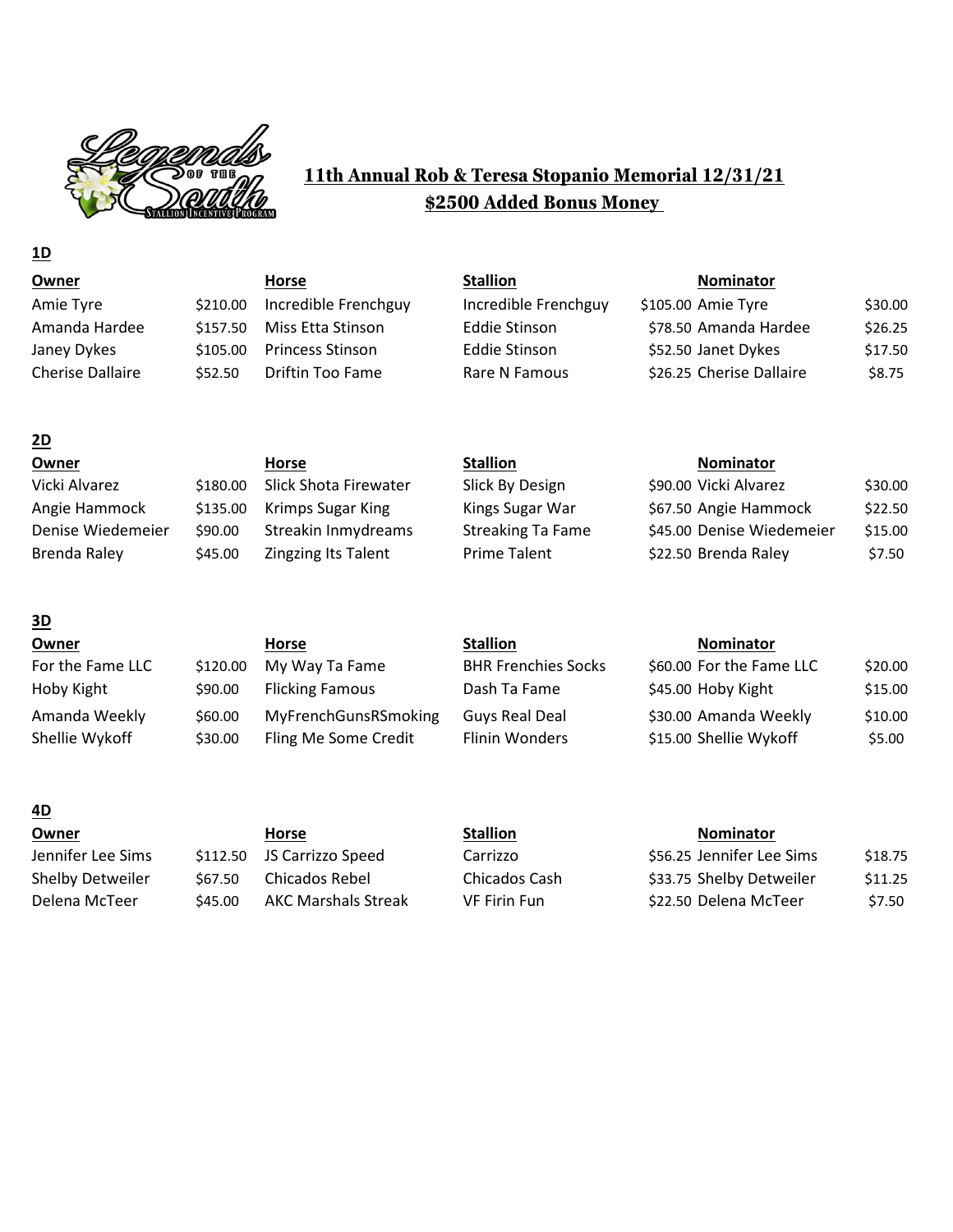## 11th Annual Rob & Teresa Stopanio Memorial 12/31/21

## $2500 Added Bonus Money

### 1D

| Owner | | Horse | Stallion | | Nominator | |
|---|---|---|---|---|---|---|
| Amie Tyre | $210.00 | Incredible Frenchguy | Incredible Frenchguy | $105.00 | Amie Tyre | $30.00 |
| Amanda Hardee | $157.50 | Miss Etta Stinson | Eddie Stinson | $78.50 | Amanda Hardee | $26.25 |
| Janey Dykes | $105.00 | Princess Stinson | Eddie Stinson | $52.50 | Janet Dykes | $17.50 |
| Cherise Dallaire | $52.50 | Driftin Too Fame | Rare N Famous | $26.25 | Cherise Dallaire | $8.75 |

### 2D

| Owner | | Horse | Stallion | | Nominator | |
|---|---|---|---|---|---|---|
| Vicki Alvarez | $180.00 | Slick Shota Firewater | Slick By Design | $90.00 | Vicki Alvarez | $30.00 |
| Angie Hammock | $135.00 | Krimps Sugar King | Kings Sugar War | $67.50 | Angie Hammock | $22.50 |
| Denise Wiedemeier | $90.00 | Streakin Inmydreams | Streaking Ta Fame | $45.00 | Denise Wiedemeier | $15.00 |
| Brenda Raley | $45.00 | Zingzing Its Talent | Prime Talent | $22.50 | Brenda Raley | $7.50 |

### 3D

| Owner | | Horse | Stallion | | Nominator | |
|---|---|---|---|---|---|---|
| For the Fame LLC | $120.00 | My Way Ta Fame | BHR Frenchies Socks | $60.00 | For the Fame LLC | $20.00 |
| Hoby Kight | $90.00 | Flicking Famous | Dash Ta Fame | $45.00 | Hoby Kight | $15.00 |
| Amanda Weekly | $60.00 | MyFrenchGunsRSmoking | Guys Real Deal | $30.00 | Amanda Weekly | $10.00 |
| Shellie Wykoff | $30.00 | Fling Me Some Credit | Flinin Wonders | $15.00 | Shellie Wykoff | $5.00 |

### 4D

| Owner | | Horse | Stallion | | Nominator | |
|---|---|---|---|---|---|---|
| Jennifer Lee Sims | $112.50 | JS Carrizzo Speed | Carrizzo | $56.25 | Jennifer Lee Sims | $18.75 |
| Shelby Detweiler | $67.50 | Chicados Rebel | Chicados Cash | $33.75 | Shelby Detweiler | $11.25 |
| Delena McTeer | $45.00 | AKC Marshals Streak | VF Firin Fun | $22.50 | Delena McTeer | $7.50 |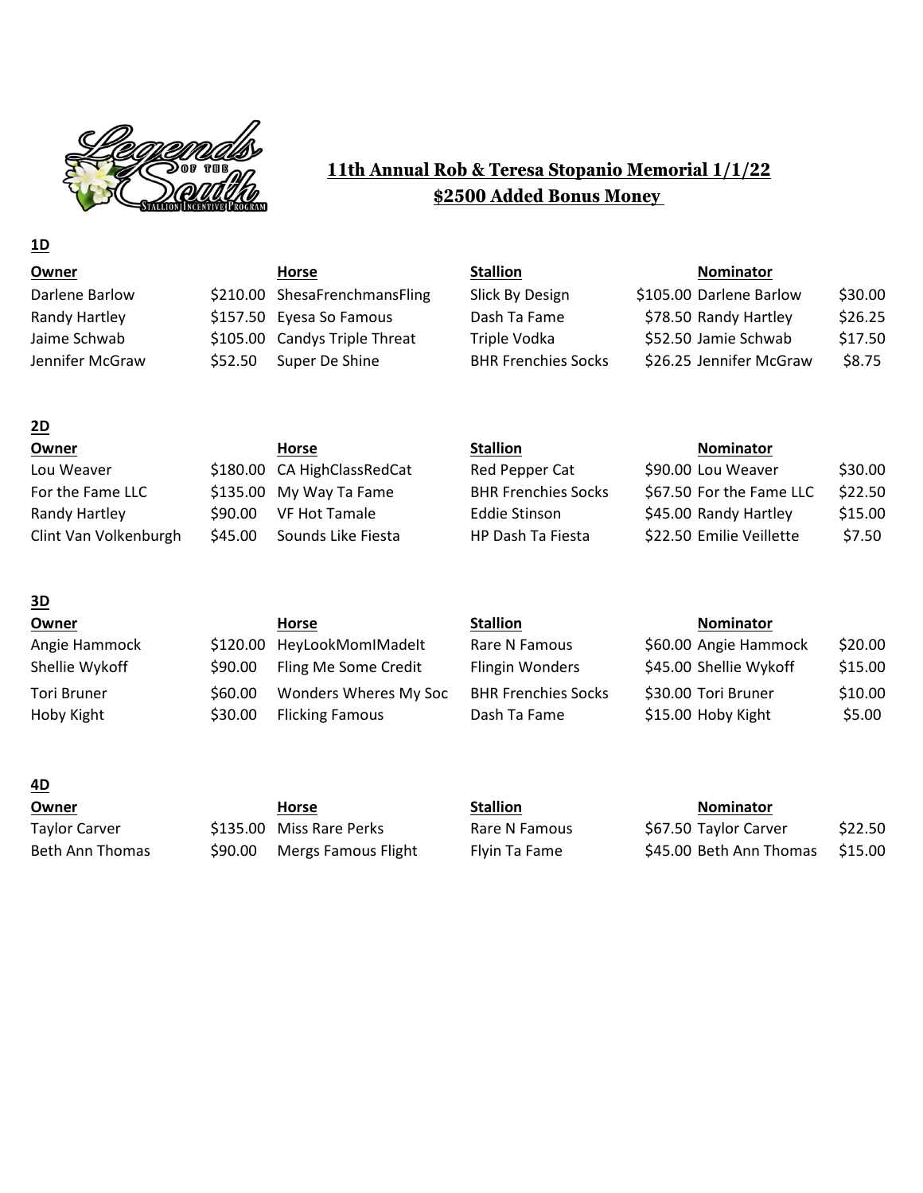## 11th Annual Rob & Teresa Stopanio Memorial 1/1/22
## $2500 Added Bonus Money

### 1D

| Owner | | Horse | Stallion | | Nominator | |
|---|---|---|---|---|---|---|
| Darlene Barlow | $210.00 | ShesaFrenchmansFling | Slick By Design | $105.00 | Darlene Barlow | $30.00 |
| Randy Hartley | $157.50 | Eyesa So Famous | Dash Ta Fame | $78.50 | Randy Hartley | $26.25 |
| Jaime Schwab | $105.00 | Candys Triple Threat | Triple Vodka | $52.50 | Jamie Schwab | $17.50 |
| Jennifer McGraw | $52.50 | Super De Shine | BHR Frenchies Socks | $26.25 | Jennifer McGraw | $8.75 |

### 2D

| Owner | | Horse | Stallion | | Nominator | |
|---|---|---|---|---|---|---|
| Lou Weaver | $180.00 | CA HighClassRedCat | Red Pepper Cat | $90.00 | Lou Weaver | $30.00 |
| For the Fame LLC | $135.00 | My Way Ta Fame | BHR Frenchies Socks | $67.50 | For the Fame LLC | $22.50 |
| Randy Hartley | $90.00 | VF Hot Tamale | Eddie Stinson | $45.00 | Randy Hartley | $15.00 |
| Clint Van Volkenburgh | $45.00 | Sounds Like Fiesta | HP Dash Ta Fiesta | $22.50 | Emilie Veillette | $7.50 |

### 3D

| Owner | | Horse | Stallion | | Nominator | |
|---|---|---|---|---|---|---|
| Angie Hammock | $120.00 | HeyLookMomIMadeIt | Rare N Famous | $60.00 | Angie Hammock | $20.00 |
| Shellie Wykoff | $90.00 | Fling Me Some Credit | Flingin Wonders | $45.00 | Shellie Wykoff | $15.00 |
| Tori Bruner | $60.00 | Wonders Wheres My Soc | BHR Frenchies Socks | $30.00 | Tori Bruner | $10.00 |
| Hoby Kight | $30.00 | Flicking Famous | Dash Ta Fame | $15.00 | Hoby Kight | $5.00 |

### 4D

| Owner | | Horse | Stallion | | Nominator | |
|---|---|---|---|---|---|---|
| Taylor Carver | $135.00 | Miss Rare Perks | Rare N Famous | $67.50 | Taylor Carver | $22.50 |
| Beth Ann Thomas | $90.00 | Mergs Famous Flight | Flyin Ta Fame | $45.00 | Beth Ann Thomas | $15.00 |